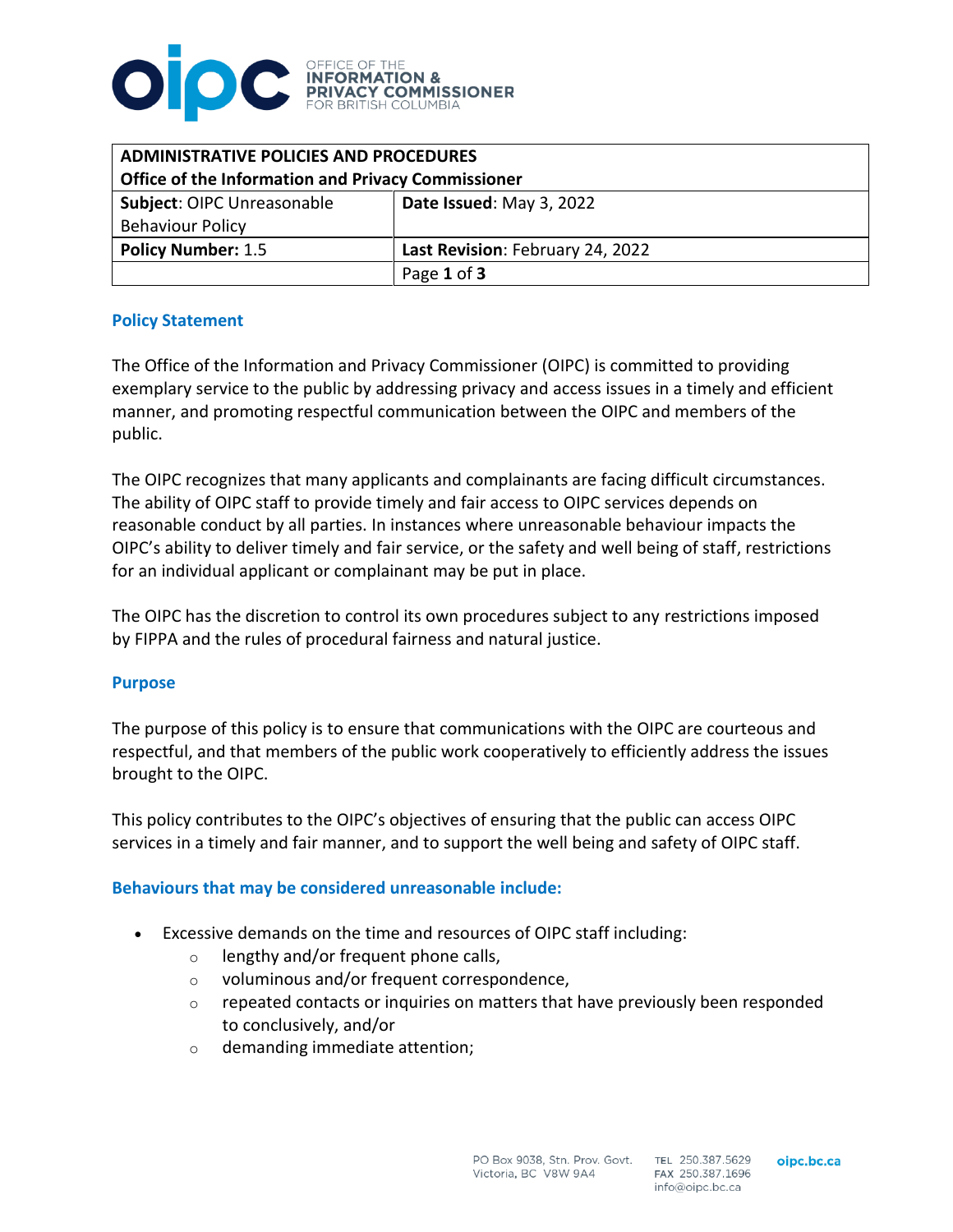OFFICE OF THE **INFORMATION & PRIVACY COMMISSIONER** FOR BRITISH COLUMBIA

| **ADMINISTRATIVE POLICIES AND PROCEDURES Office of the Information and Privacy Commissioner** | |
|---|---|
| **Subject**: OIPC Unreasonable Behaviour Policy | **Date Issued**: May 3, 2022 |
| **Policy Number:** 1.5 | **Last Revision**: February 24, 2022 |
| | Page **1** of **3** |

## Policy Statement

The Office of the Information and Privacy Commissioner (OIPC) is committed to providing exemplary service to the public by addressing privacy and access issues in a timely and efficient manner, and promoting respectful communication between the OIPC and members of the public.

The OIPC recognizes that many applicants and complainants are facing difficult circumstances. The ability of OIPC staff to provide timely and fair access to OIPC services depends on reasonable conduct by all parties. In instances where unreasonable behaviour impacts the OIPC's ability to deliver timely and fair service, or the safety and well being of staff, restrictions for an individual applicant or complainant may be put in place.

The OIPC has the discretion to control its own procedures subject to any restrictions imposed by FIPPA and the rules of procedural fairness and natural justice.

## Purpose

The purpose of this policy is to ensure that communications with the OIPC are courteous and respectful, and that members of the public work cooperatively to efficiently address the issues brought to the OIPC.

This policy contributes to the OIPC's objectives of ensuring that the public can access OIPC services in a timely and fair manner, and to support the well being and safety of OIPC staff.

## Behaviours that may be considered unreasonable include:

- Excessive demands on the time and resources of OIPC staff including:
  - lengthy and/or frequent phone calls,
  - voluminous and/or frequent correspondence,
  - repeated contacts or inquiries on matters that have previously been responded to conclusively, and/or
  - demanding immediate attention;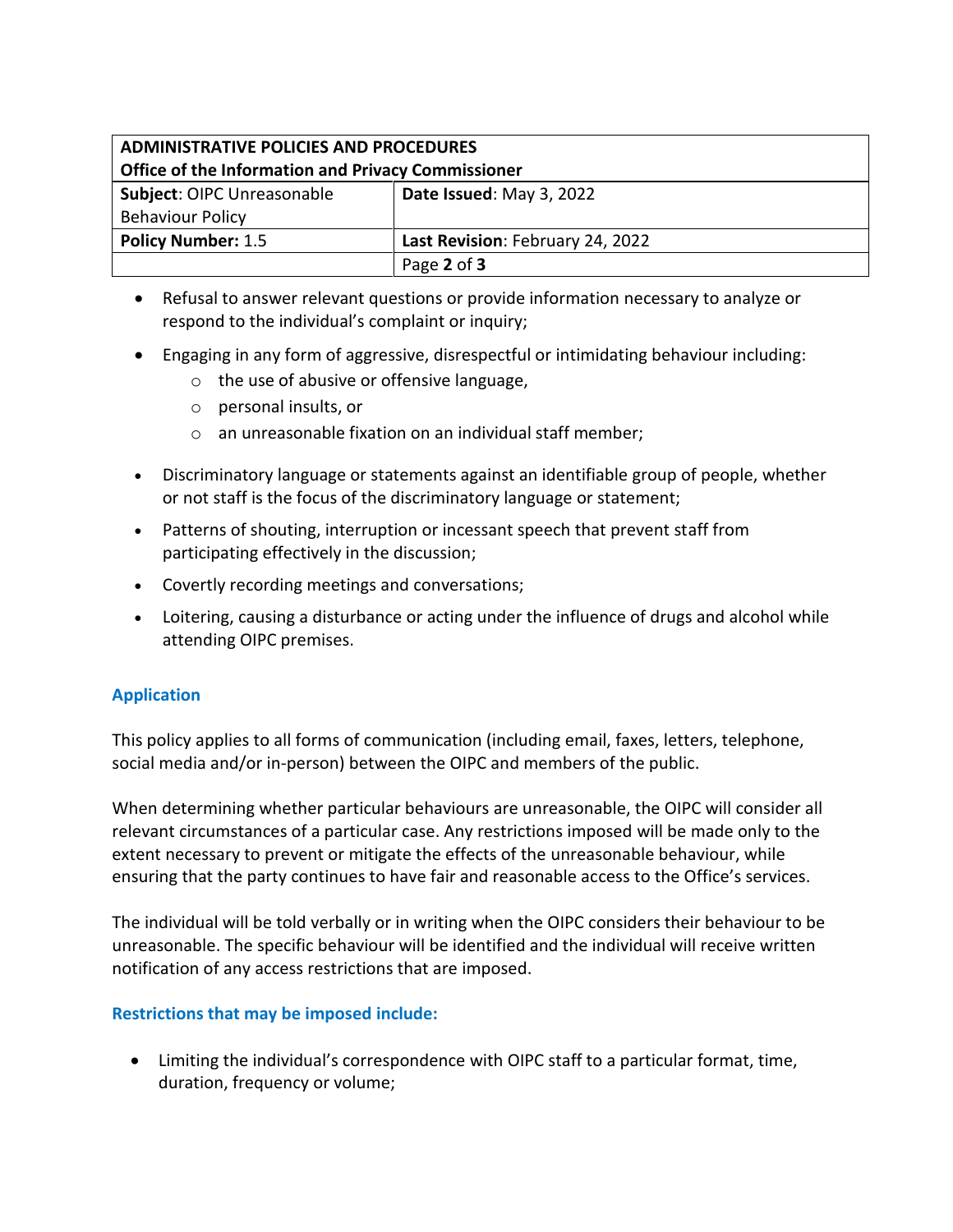- Refusal to answer relevant questions or provide information necessary to analyze or respond to the individual's complaint or inquiry;
- Engaging in any form of aggressive, disrespectful or intimidating behaviour including:
  - the use of abusive or offensive language,
  - personal insults, or
  - an unreasonable fixation on an individual staff member;
- Discriminatory language or statements against an identifiable group of people, whether or not staff is the focus of the discriminatory language or statement;
- Patterns of shouting, interruption or incessant speech that prevent staff from participating effectively in the discussion;
- Covertly recording meetings and conversations;
- Loitering, causing a disturbance or acting under the influence of drugs and alcohol while attending OIPC premises.

### Application

This policy applies to all forms of communication (including email, faxes, letters, telephone, social media and/or in-person) between the OIPC and members of the public.

When determining whether particular behaviours are unreasonable, the OIPC will consider all relevant circumstances of a particular case. Any restrictions imposed will be made only to the extent necessary to prevent or mitigate the effects of the unreasonable behaviour, while ensuring that the party continues to have fair and reasonable access to the Office's services.

The individual will be told verbally or in writing when the OIPC considers their behaviour to be unreasonable. The specific behaviour will be identified and the individual will receive written notification of any access restrictions that are imposed.

### Restrictions that may be imposed include:

- Limiting the individual's correspondence with OIPC staff to a particular format, time, duration, frequency or volume;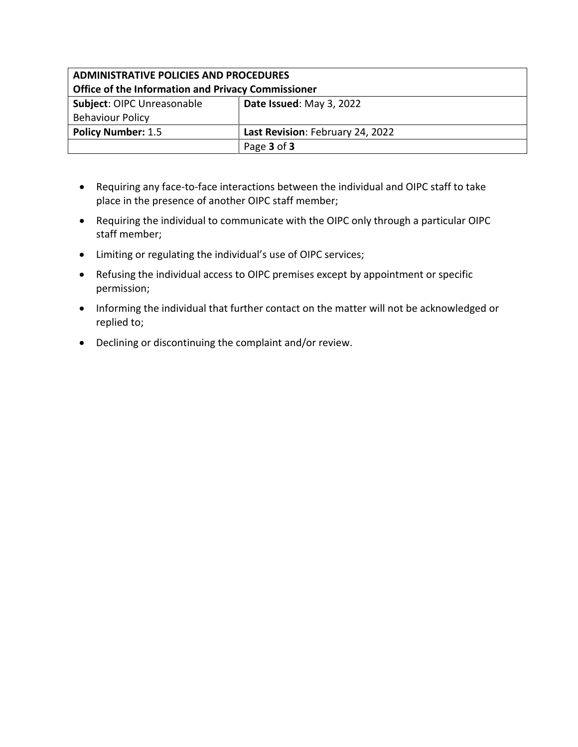- Requiring any face-to-face interactions between the individual and OIPC staff to take place in the presence of another OIPC staff member;
- Requiring the individual to communicate with the OIPC only through a particular OIPC staff member;
- Limiting or regulating the individual's use of OIPC services;
- Refusing the individual access to OIPC premises except by appointment or specific permission;
- Informing the individual that further contact on the matter will not be acknowledged or replied to;
- Declining or discontinuing the complaint and/or review.